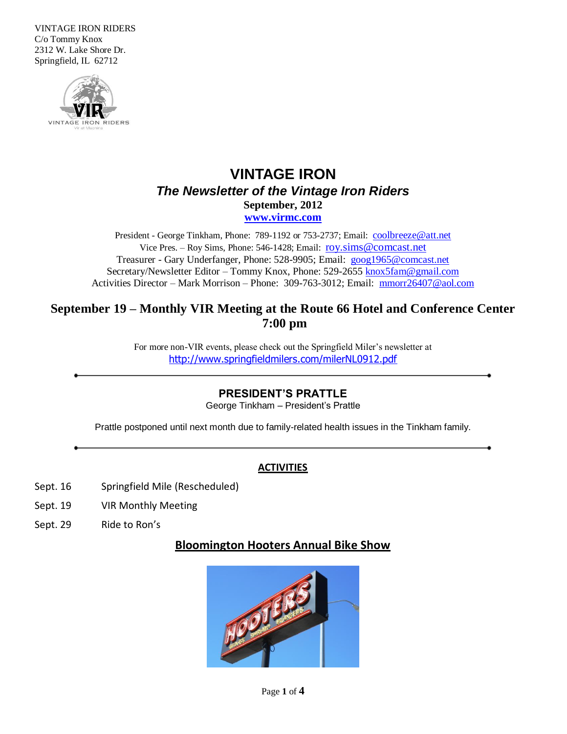VINTAGE IRON RIDERS
C/o Tommy Knox
2312 W. Lake Shore Dr.
Springfield, IL 62712

# VINTAGE IRON

## *The Newsletter of the Vintage Iron Riders*

**September, 2012**

**www.virmc.com**

President - George Tinkham, Phone: 789-1192 or 753-2737; Email: coolbreeze@att.net
Vice Pres. – Roy Sims, Phone: 546-1428; Email: roy.sims@comcast.net
Treasurer - Gary Underfanger, Phone: 528-9905; Email: goog1965@comcast.net
Secretary/Newsletter Editor – Tommy Knox, Phone: 529-2655 knox5fam@gmail.com
Activities Director – Mark Morrison – Phone: 309-763-3012; Email: mmorr26407@aol.com

## September 19 – Monthly VIR Meeting at the Route 66 Hotel and Conference Center 7:00 pm

For more non-VIR events, please check out the Springfield Miler's newsletter at http://www.springfieldmilers.com/milerNL0912.pdf

---

## PRESIDENT'S PRATTLE

George Tinkham – President's Prattle

Prattle postponed until next month due to family-related health issues in the Tinkham family.

---

## ACTIVITIES

Sept. 16 Springfield Mile (Rescheduled)

Sept. 19 VIR Monthly Meeting

Sept. 29 Ride to Ron's

## Bloomington Hooters Annual Bike Show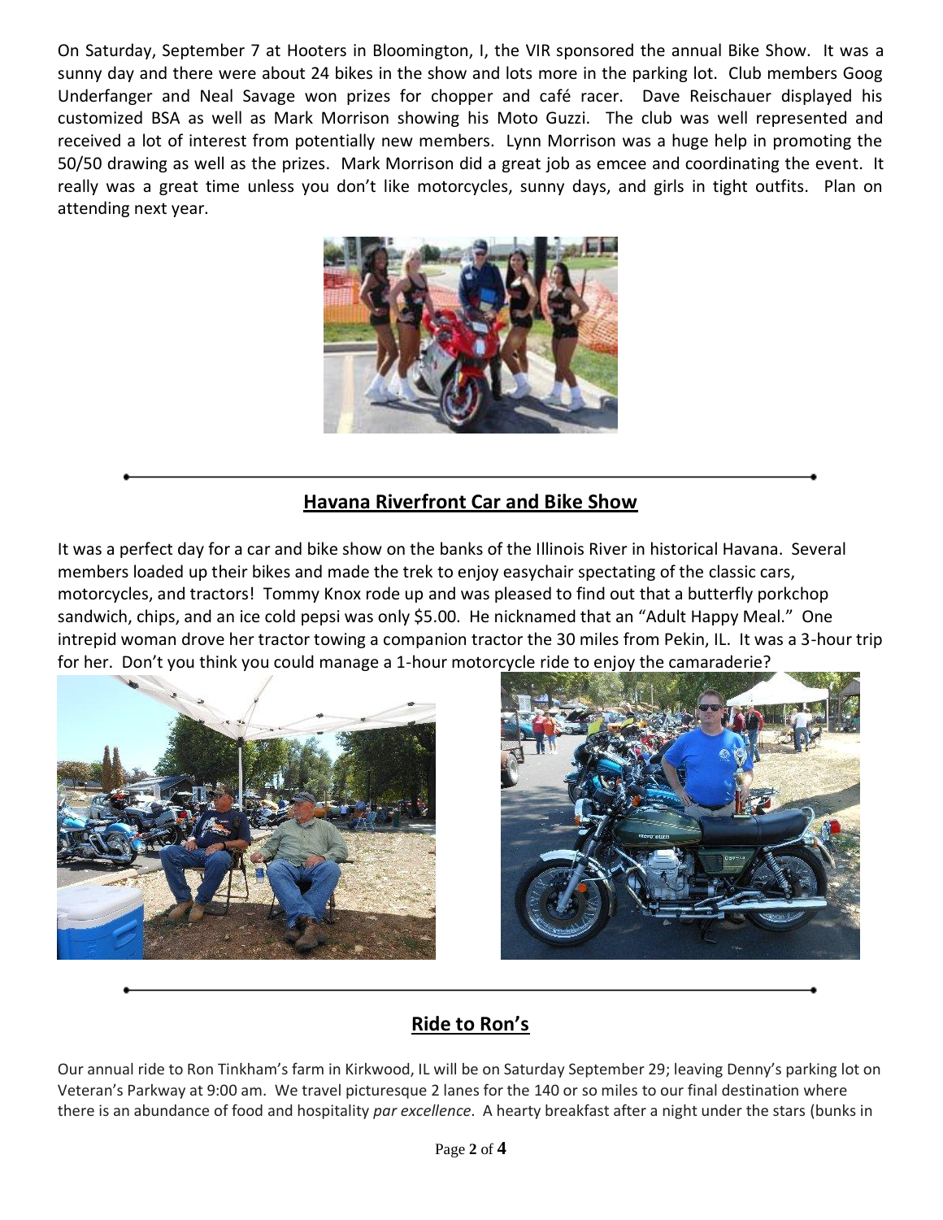On Saturday, September 7 at Hooters in Bloomington, I, the VIR sponsored the annual Bike Show. It was a sunny day and there were about 24 bikes in the show and lots more in the parking lot. Club members Goog Underfanger and Neal Savage won prizes for chopper and café racer. Dave Reischauer displayed his customized BSA as well as Mark Morrison showing his Moto Guzzi. The club was well represented and received a lot of interest from potentially new members. Lynn Morrison was a huge help in promoting the 50/50 drawing as well as the prizes. Mark Morrison did a great job as emcee and coordinating the event. It really was a great time unless you don't like motorcycles, sunny days, and girls in tight outfits. Plan on attending next year.

## Havana Riverfront Car and Bike Show

It was a perfect day for a car and bike show on the banks of the Illinois River in historical Havana. Several members loaded up their bikes and made the trek to enjoy easychair spectating of the classic cars, motorcycles, and tractors! Tommy Knox rode up and was pleased to find out that a butterfly porkchop sandwich, chips, and an ice cold pepsi was only $5.00. He nicknamed that an "Adult Happy Meal." One intrepid woman drove her tractor towing a companion tractor the 30 miles from Pekin, IL. It was a 3-hour trip for her. Don't you think you could manage a 1-hour motorcycle ride to enjoy the camaraderie?

## Ride to Ron's

Our annual ride to Ron Tinkham's farm in Kirkwood, IL will be on Saturday September 29; leaving Denny's parking lot on Veteran's Parkway at 9:00 am. We travel picturesque 2 lanes for the 140 or so miles to our final destination where there is an abundance of food and hospitality *par excellence*. A hearty breakfast after a night under the stars (bunks in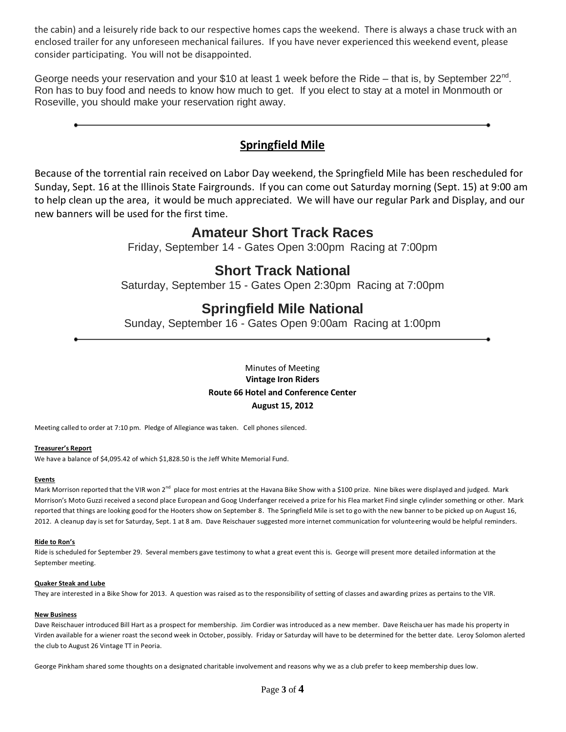the cabin) and a leisurely ride back to our respective homes caps the weekend. There is always a chase truck with an enclosed trailer for any unforeseen mechanical failures. If you have never experienced this weekend event, please consider participating. You will not be disappointed.

George needs your reservation and your $10 at least 1 week before the Ride – that is, by September 22nd. Ron has to buy food and needs to know how much to get. If you elect to stay at a motel in Monmouth or Roseville, you should make your reservation right away.

---

## Springfield Mile

Because of the torrential rain received on Labor Day weekend, the Springfield Mile has been rescheduled for Sunday, Sept. 16 at the Illinois State Fairgrounds. If you can come out Saturday morning (Sept. 15) at 9:00 am to help clean up the area, it would be much appreciated. We will have our regular Park and Display, and our new banners will be used for the first time.

### Amateur Short Track Races

Friday, September 14 - Gates Open 3:00pm Racing at 7:00pm

### Short Track National

Saturday, September 15 - Gates Open 2:30pm Racing at 7:00pm

### Springfield Mile National

Sunday, September 16 - Gates Open 9:00am Racing at 1:00pm

---

Minutes of Meeting
**Vintage Iron Riders**
**Route 66 Hotel and Conference Center**
**August 15, 2012**

Meeting called to order at 7:10 pm. Pledge of Allegiance was taken. Cell phones silenced.

**Treasurer's Report**

We have a balance of $4,095.42 of which $1,828.50 is the Jeff White Memorial Fund.

**Events**

Mark Morrison reported that the VIR won 2nd place for most entries at the Havana Bike Show with a $100 prize. Nine bikes were displayed and judged. Mark Morrison's Moto Guzzi received a second place European and Goog Underfanger received a prize for his Flea market Find single cylinder something or other. Mark reported that things are looking good for the Hooters show on September 8. The Springfield Mile is set to go with the new banner to be picked up on August 16, 2012. A cleanup day is set for Saturday, Sept. 1 at 8 am. Dave Reischauer suggested more internet communication for volunteering would be helpful reminders.

**Ride to Ron's**

Ride is scheduled for September 29. Several members gave testimony to what a great event this is. George will present more detailed information at the September meeting.

**Quaker Steak and Lube**

They are interested in a Bike Show for 2013. A question was raised as to the responsibility of setting of classes and awarding prizes as pertains to the VIR.

**New Business**

Dave Reischauer introduced Bill Hart as a prospect for membership. Jim Cordier was introduced as a new member. Dave Reischauer has made his property in Virden available for a wiener roast the second week in October, possibly. Friday or Saturday will have to be determined for the better date. Leroy Solomon alerted the club to August 26 Vintage TT in Peoria.

George Pinkham shared some thoughts on a designated charitable involvement and reasons why we as a club prefer to keep membership dues low.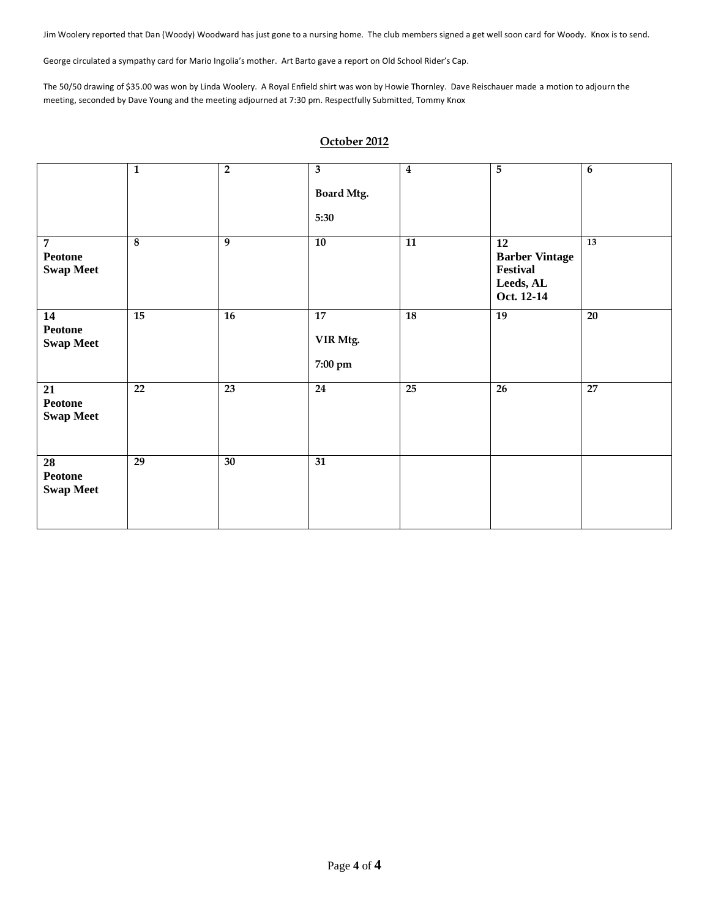Jim Woolery reported that Dan (Woody) Woodward has just gone to a nursing home. The club members signed a get well soon card for Woody. Knox is to send.

George circulated a sympathy card for Mario Ingolia's mother. Art Barto gave a report on Old School Rider's Cap.

The 50/50 drawing of $35.00 was won by Linda Woolery. A Royal Enfield shirt was won by Howie Thornley. Dave Reischauer made a motion to adjourn the meeting, seconded by Dave Young and the meeting adjourned at 7:30 pm. Respectfully Submitted, Tommy Knox

## October 2012

| | | | | | | |
|---|---|---|---|---|---|---|
| | **1** | **2** | **3** **Board Mtg.** **5:30** | **4** | **5** | **6** |
| **7** **Peotone Swap Meet** | **8** | **9** | **10** | **11** | **12** **Barber Vintage Festival Leeds, AL Oct. 12-14** | **13** |
| **14** **Peotone Swap Meet** | **15** | **16** | **17** **VIR Mtg.** **7:00 pm** | **18** | **19** | **20** |
| **21** **Peotone Swap Meet** | **22** | **23** | **24** | **25** | **26** | **27** |
| **28** **Peotone Swap Meet** | **29** | **30** | **31** | | | |